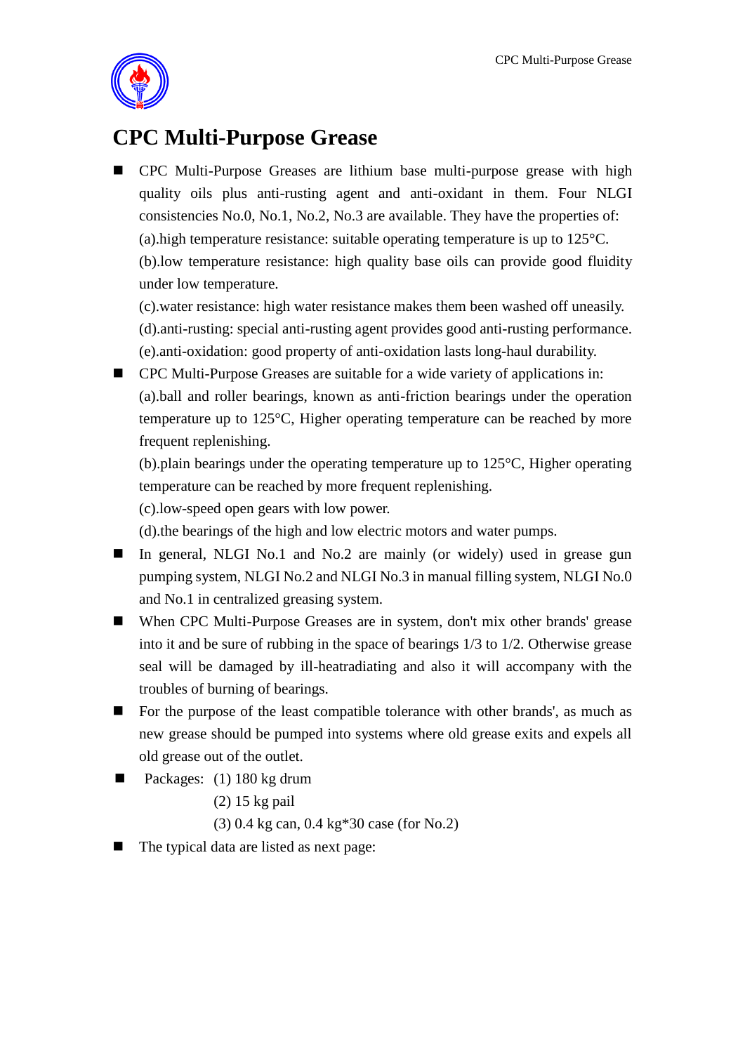# CPC Multi-Purpose Grease

- CPC Multi-Purpose Greases are lithium base multi-purpose grease with high quality oils plus anti-rusting agent and anti-oxidant in them. Four NLGI consistencies No.0, No.1, No.2, No.3 are available. They have the properties of:
  (a).high temperature resistance: suitable operating temperature is up to 125°C.
  (b).low temperature resistance: high quality base oils can provide good fluidity under low temperature.
  (c).water resistance: high water resistance makes them been washed off uneasily.
  (d).anti-rusting: special anti-rusting agent provides good anti-rusting performance.
  (e).anti-oxidation: good property of anti-oxidation lasts long-haul durability.
- CPC Multi-Purpose Greases are suitable for a wide variety of applications in:
  (a).ball and roller bearings, known as anti-friction bearings under the operation temperature up to 125°C, Higher operating temperature can be reached by more frequent replenishing.
  (b).plain bearings under the operating temperature up to 125°C, Higher operating temperature can be reached by more frequent replenishing.
  (c).low-speed open gears with low power.
  (d).the bearings of the high and low electric motors and water pumps.
- In general, NLGI No.1 and No.2 are mainly (or widely) used in grease gun pumping system, NLGI No.2 and NLGI No.3 in manual filling system, NLGI No.0 and No.1 in centralized greasing system.
- When CPC Multi-Purpose Greases are in system, don't mix other brands' grease into it and be sure of rubbing in the space of bearings 1/3 to 1/2. Otherwise grease seal will be damaged by ill-heatradiating and also it will accompany with the troubles of burning of bearings.
- For the purpose of the least compatible tolerance with other brands', as much as new grease should be pumped into systems where old grease exits and expels all old grease out of the outlet.
- Packages: (1) 180 kg drum
  (2) 15 kg pail
  (3) 0.4 kg can, 0.4 kg*30 case (for No.2)
- The typical data are listed as next page: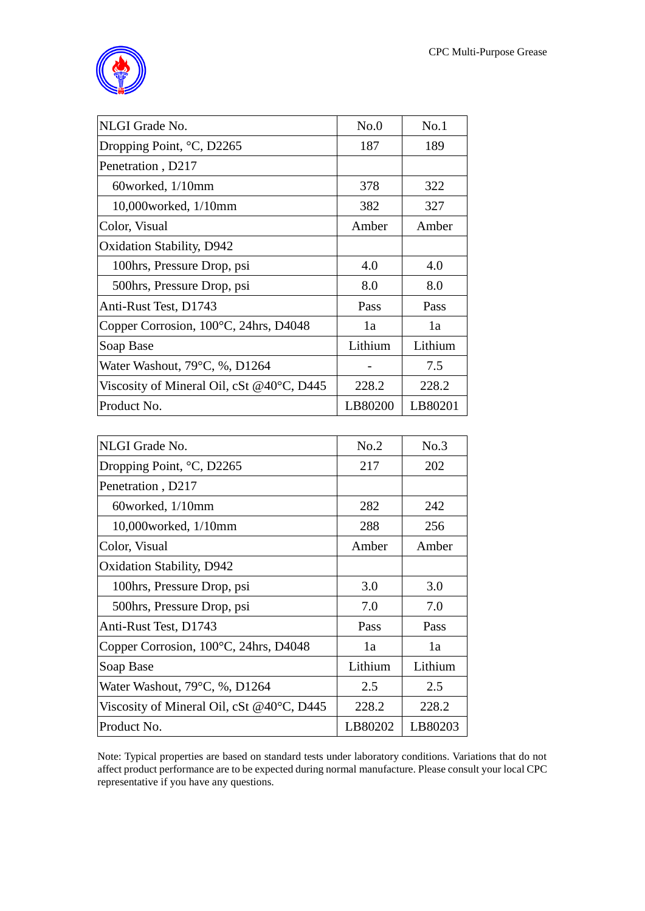| NLGI Grade No. | No.0 | No.1 |
|---|---|---|
| Dropping Point, °C, D2265 | 187 | 189 |
| Penetration , D217 | | |
| 60worked, 1/10mm | 378 | 322 |
| 10,000worked, 1/10mm | 382 | 327 |
| Color, Visual | Amber | Amber |
| Oxidation Stability, D942 | | |
| 100hrs, Pressure Drop, psi | 4.0 | 4.0 |
| 500hrs, Pressure Drop, psi | 8.0 | 8.0 |
| Anti-Rust Test, D1743 | Pass | Pass |
| Copper Corrosion, 100°C, 24hrs, D4048 | 1a | 1a |
| Soap Base | Lithium | Lithium |
| Water Washout, 79°C, %, D1264 | - | 7.5 |
| Viscosity of Mineral Oil, cSt @40°C, D445 | 228.2 | 228.2 |
| Product No. | LB80200 | LB80201 |

| NLGI Grade No. | No.2 | No.3 |
|---|---|---|
| Dropping Point, °C, D2265 | 217 | 202 |
| Penetration , D217 | | |
| 60worked, 1/10mm | 282 | 242 |
| 10,000worked, 1/10mm | 288 | 256 |
| Color, Visual | Amber | Amber |
| Oxidation Stability, D942 | | |
| 100hrs, Pressure Drop, psi | 3.0 | 3.0 |
| 500hrs, Pressure Drop, psi | 7.0 | 7.0 |
| Anti-Rust Test, D1743 | Pass | Pass |
| Copper Corrosion, 100°C, 24hrs, D4048 | 1a | 1a |
| Soap Base | Lithium | Lithium |
| Water Washout, 79°C, %, D1264 | 2.5 | 2.5 |
| Viscosity of Mineral Oil, cSt @40°C, D445 | 228.2 | 228.2 |
| Product No. | LB80202 | LB80203 |

Note: Typical properties are based on standard tests under laboratory conditions. Variations that do not affect product performance are to be expected during normal manufacture. Please consult your local CPC representative if you have any questions.